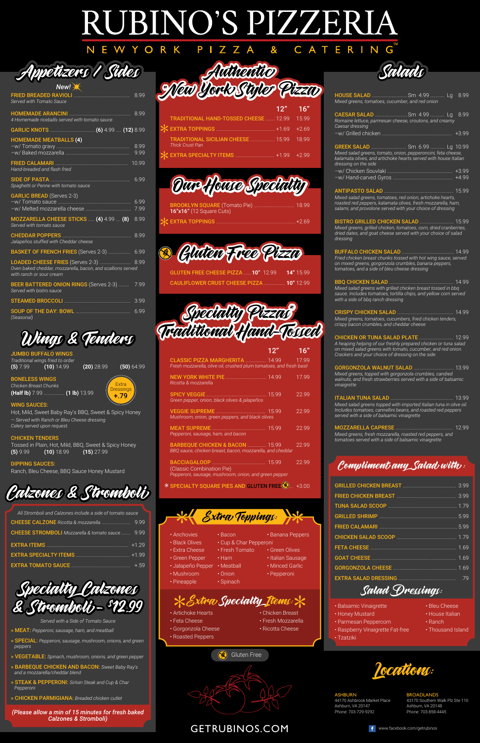# RUBINO'S PIZZERIA

NEW YORK PIZZA & CATERING™

## Appetizers / Sides

**FRIED BREADED RAVIOLI** *(New!)* ........ 8.99
*Served with Tomato Sauce*

**HOMEMADE ARANCINI** ........ 8.99
*4 Homemade riceballs served with tomato sauce*

**GARLIC KNOTS** ........ (6) 4.99 .... (12) 8.99

**HOMEMADE MEATBALLS (4)**
- w/ Tomato gravy ........ 8.99
- w/ Baked mozzarella ........ 9.99

**FRIED CALAMARI** ........ 10.99
*Hand-breaded and flash fried*

**SIDE OF PASTA** ........ 6.99
*Spaghetti or Penne with tomato sauce*

**GARLIC BREAD** (Serves 2-3)
- w/ Tomato sauce ........ 6.99
- w/ Melted mozzarella cheese ........ 7.99

**MOZZARELLA CHEESE STICKS** ..... (4) 4.99 ... (8) 8.99
*Served with tomato sauce*

**CHEDDAR POPPERS** ........ 8.99
*Jalapeños stuffed with Cheddar cheese*

**BASKET OF FRENCH FRIES** (Serves 2-3) ........ 6.99

**LOADED CHEESE FRIES** (Serves 2-3) ........ 8.99
*Oven baked cheddar, mozzarella, bacon, and scallions served with ranch or sour cream*

**BEER BATTERED ONION RINGS** (Serves 2-3) ........ 7.99
*Served with bistro sauce*

**STEAMED BROCCOLI** ........ 3.99

**SOUP OF THE DAY: BOWL** ........ 6.99
*(Seasonal)*

## Wings & Tenders

**JUMBO BUFFALO WINGS**
*Traditional wings fried to order*
(5) 7.99 (10) 14.99 (20) 28.99 (50) 64.99

**BONELESS WINGS**
*Chicken Breast Chunks*
(Half lb) 7.99 ........ (1 lb) 13.99

Extra Dressings +.79

**WING SAUCES:**
Hot, Mild, Sweet Baby Ray's BBQ, Sweet & Spicy Honey
*– Served with Ranch or Bleu Cheese dressing*
*Celery served upon request.*

**CHICKEN TENDERS**
Tossed in Plain, Hot, Mild, BBQ, Sweet & Spicy Honey
(5) 9.99 (10) 18.99 (15) 27.99

**DIPPING SAUCES:**
Ranch, Bleu Cheese, BBQ Sauce Honey Mustard

## Calzones & Stromboli

*All Stromboli and Calzones include a side of tomato sauce*

**CHEESE CALZONE** Ricotta & mozzarella ........ 9.99
**CHEESE STROMBOLI** Mozzarella & tomato sauce ........ 9.99
**EXTRA ITEMS** ........ +1.29
**EXTRA SPECIALTY ITEMS** ........ +1.99
**EXTRA TOMATO SAUCE** ........ +.59

## Specialty Calzones & Stromboli – $12.99

*Served with a Side of Tomato Sauce*

- » **MEAT:** *Pepperoni, sausage, ham, and meatball*
- » **SPECIAL:** *Pepperoni, sausage, mushroom, onions, and green peppers*
- » **VEGETABLE:** *Spinach, mushroom, onions, and green pepper*
- » **BARBEQUE CHICKEN AND BACON:** *Sweet Baby Ray's and a mozzarella/cheddar blend*
- » **STEAK & PEPPERONI:** *Sirloin Steak and Cup & Char Pepperoni*
- » **CHICKEN PARMIGIANA:** *Breaded chicken cutlet*

*(Please allow a min of 15 minutes for fresh baked Calzones & Stromboli)*

## Authentic "New York Style" Pizza

| | 12" | 16" |
|---|---|---|
| **TRADITIONAL HAND-TOSSED CHEESE** | 12.99 | 15.99 |
| * **EXTRA TOPPINGS** | +1.69 | +2.69 |
| **TRADITIONAL SICILIAN CHEESE** *Thick Crust Pan* | 15.99 | 18.99 |
| * **EXTRA SPECIALTY ITEMS** | +1.99 | +2.99 |

## Our House Specialty

**BROOKLYN SQUARE** (Tomato Pie) ........ 18.99
**16"x16"** (12 Square Cuts)
* **EXTRA TOPPINGS** ........ +2.69

## Gluten Free Pizza

**GLUTEN FREE CHEESE PIZZA** ...... 10" 12.99 14" 15.99
**CAULIFLOWER CRUST CHEESE PIZZA** ........ 10" 12.99

## Specialty Pizzas* Traditional Hand-Tossed

| | 12" | 16" |
|---|---|---|
| **CLASSIC PIZZA MARGHERITA** *Fresh mozzarella, olive oil, crushed plum tomatoes, and fresh basil* | 14.99 | 17.99 |
| **NEW YORK WHITE PIE** *Ricotta & mozzarella* | 14.99 | 17.99 |
| **SPICY VEGGIE** *Green pepper, onion, black olives & jalapeños* | 15.99 | 22.99 |
| **VEGGIE SUPREME** *Mushroom, onion, green peppers, and black olives* | 15.99 | 22.99 |
| **MEAT SUPREME** *Pepperoni, sausage, ham, and bacon* | 15.99 | 22.99 |
| **BARBEQUE CHICKEN & BACON** *BBQ sauce, chicken breast, bacon, mozzarella, and cheddar* | 15.99 | 22.99 |
| **BACCIAGALOOP** (Classic Combination Pie) *Pepperoni, sausage, mushroom, onion, and green pepper* | 15.99 | 22.99 |

* **SPECIALTY SQUARE PIES AND GLUTEN FREE** ........ +3.00

## Extra Toppings:

- Anchovies
- Bacon
- Banana Peppers
- Black Olives
- Cup & Char Pepperoni
- Extra Cheese
- Fresh Tomato
- Green Olives
- Green Pepper
- Ham
- Italian Sausage
- Jalapeño Pepper
- Meatball
- Minced Garlic
- Mushroom
- Onion
- Pepperoni
- Pineapple
- Spinach

## Extra Specialty Items:

- Artichoke Hearts
- Chicken Breast
- Feta Cheese
- Fresh Mozzarella
- Gorgonzola Cheese
- Ricotta Cheese
- Roasted Peppers

Gluten Free

## Salads

**HOUSE SALAD** ........ Sm 4.99 ........ Lg 8.99
*Mixed greens, tomatoes, cucumber, and red onion*

**CAESAR SALAD** ........ Sm 4.99 ........ Lg 8.99
*Romaine lettuce, parmesan cheese, croutons, and creamy Caesar dressing*
- w/ Grilled chicken ........ +3.99

**GREEK SALAD** ........ Sm 6.99 ........ Lg 10.99
*Mixed salad greens, tomato, onion, pepperoncini, feta cheese, kalamata olives, and artichoke hearts served with house Italian dressing on the side*
- w/ Chicken Souvlaki ........ +3.99
- w/ Hand-carved Gyros ........ +4.99

**ANTIPASTO SALAD** ........ 15.99
*Mixed salad greens, tomatoes, red onion, artichoke hearts, roasted red peppers, kalamata olives, fresh mozzarella, ham, salami, and provolone served with your choice of dressing*

**BISTRO GRILLED CHICKEN SALAD** ........ 15.99
*Mixed greens, grilled chicken, tomatoes, corn, dried cranberries, dried dates, and goat cheese served with your choice of salad dressing*

**BUFFALO CHICKEN SALAD** ........ 14.99
*Fried chicken breast chunks tossed with hot wing sauce, served on mixed greens, gorgonzola crumbles, banana peppers, tomatoes, and a side of bleu cheese dressing*

**BBQ CHICKEN SALAD** ........ 14.99
*Mixed greens with grilled chicken breast tossed in bbq sauce. Includes tomatoes, tortilla chips, and yellow corn served with a side of bbq ranch dressing*

**CRISPY CHICKEN SALAD** ........ 14.99
*Mixed greens, tomatoes, cucumbers, fried chicken tenders, crispy bacon crumbles, and cheddar cheese*

**CHICKEN OR TUNA SALAD PLATE** ........ 12.99
*A heaping helping of our freshly prepared chicken or tuna salad on mixed salad greens with tomato, cucumber, and red onion. Crackers and your choice of dressing on the side*

**GORGONZOLA WALNUT SALAD** ........ 13.99
*Mixed greens, topped with gorgonzola crumbles, candied walnuts, and fresh strawberries served with a side of balsamic vinaigrette*

**ITALIAN TUNA SALAD** ........ 13.99
*Mixed salad greens topped with imported Italian tuna in olive oil. Includes tomatoes, cannellini beans, and roasted red peppers served with a side of balsamic vinaigrette*

**MOZZARELLA CAPRESE** ........ 12.99
*Mixed greens, fresh mozzarella, roasted red peppers, and tomatoes served with a side of balsamic vinaigrette*

## Compliment any Salad with:

| | |
|---|---|
| GRILLED CHICKEN BREAST | 3.99 |
| FRIED CHICKEN BREAST | 3.99 |
| TUNA SALAD SCOOP | 1.79 |
| GRILLED SHRIMP | 5.99 |
| FRIED CALAMARI | 5.99 |
| CHICKEN SALAD SCOOP | 1.79 |
| FETA CHEESE | 1.69 |
| GOAT CHEESE | 1.69 |
| GORGONZOLA CHEESE | 1.69 |
| EXTRA SALAD DRESSING | .79 |

## Salad Dressings:

- Balsamic Vinaigrette
- Bleu Cheese
- Honey Mustard
- House Italian
- Parmesan Peppercorn
- Ranch
- Raspberry Vinaigrette Fat-free
- Thousand Island
- Tzatziki

## Locations:

**ASHBURN**
44170 Ashbrook Market Place
Ashburn, VA 20147
Phone: 703-729-9292

**BROADLANDS**
43170 Southern Walk Plz Ste 110
Ashburn, VA 20148
Phone: 703-858-4445

GETRUBINOS.COM

www.facebook.com/getrubinos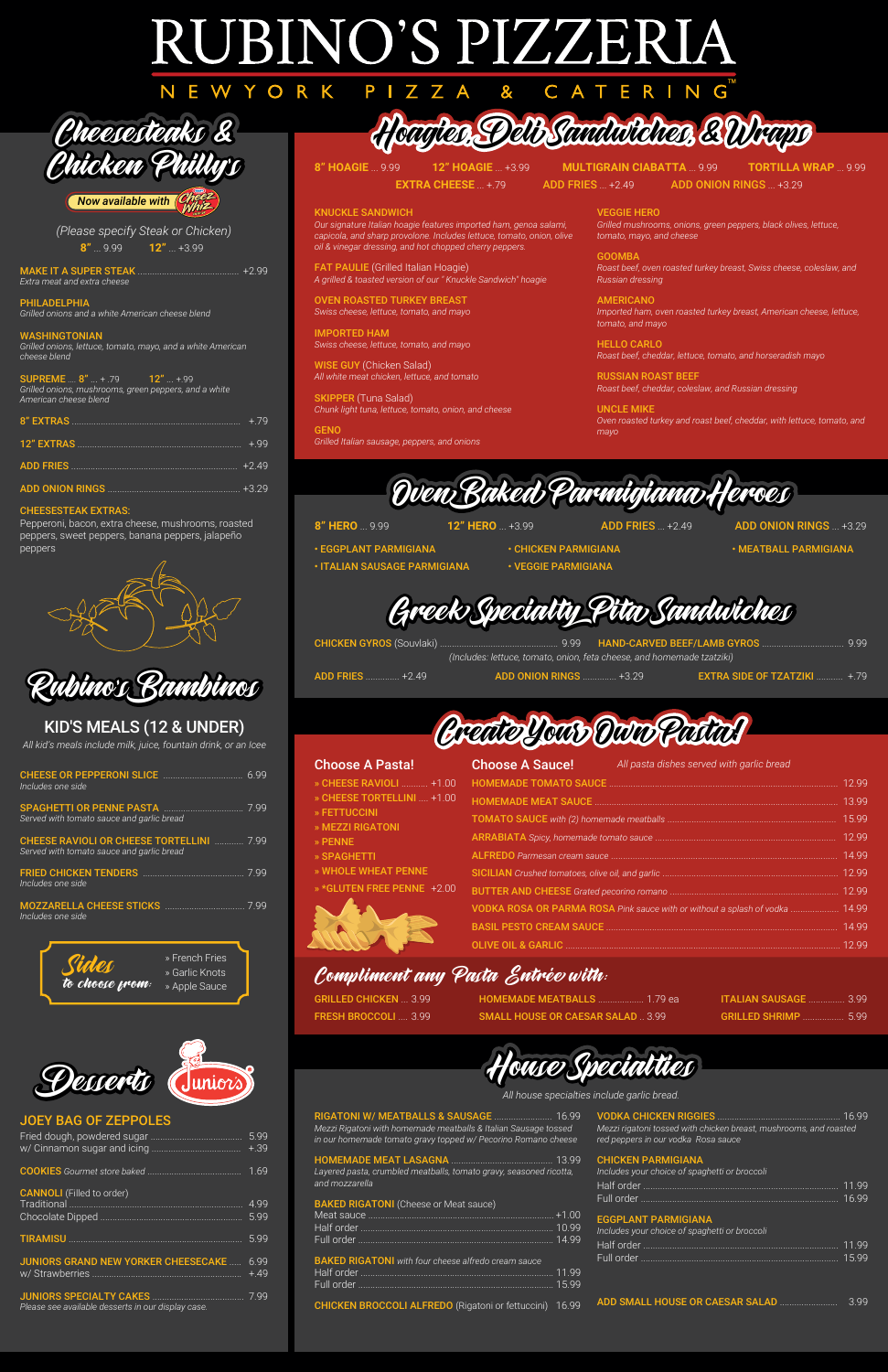# RUBINO'S PIZZERIA

NEW YORK PIZZA & CATERING™

## Cheesesteaks & Chicken Philly's

Now available with Cheez Whiz

*(Please specify Steak or Chicken)*

**8"** ... 9.99 **12"** ... +3.99

**MAKE IT A SUPER STEAK** ... +2.99
*Extra meat and extra cheese*

**PHILADELPHIA**
*Grilled onions and a white American cheese blend*

**WASHINGTONIAN**
*Grilled onions, lettuce, tomato, mayo, and a white American cheese blend*

**SUPREME** ... **8"** ... +.79 **12"** ... +.99
*Grilled onions, mushrooms, green peppers, and a white American cheese blend*

**8" EXTRAS** ... +.79

**12" EXTRAS** ... +.99

**ADD FRIES** ... +2.49

**ADD ONION RINGS** ... +3.29

**CHEESESTEAK EXTRAS:**
Pepperoni, bacon, extra cheese, mushrooms, roasted peppers, sweet peppers, banana peppers, jalapeño peppers

## Rubino's Bambinos

### KID'S MEALS (12 & UNDER)

*All kid's meals include milk, juice, fountain drink, or an Icee*

**CHEESE OR PEPPERONI SLICE** ... 6.99
*Includes one side*

**SPAGHETTI OR PENNE PASTA** ... 7.99
*Served with tomato sauce and garlic bread*

**CHEESE RAVIOLI OR CHEESE TORTELLINI** ... 7.99
*Served with tomato sauce and garlic bread*

**FRIED CHICKEN TENDERS** ... 7.99
*Includes one side*

**MOZZARELLA CHEESE STICKS** ... 7.99
*Includes one side*

**Sides to choose from:**
» French Fries
» Garlic Knots
» Apple Sauce

## Desserts

Junior's

### JOEY BAG OF ZEPPOLES

Fried dough, powdered sugar ... 5.99
w/ Cinnamon sugar and icing ... +.39

**COOKIES** *Gourmet store baked* ... 1.69

**CANNOLI** (Filled to order)
Traditional ... 4.99
Chocolate Dipped ... 5.99

**TIRAMISU** ... 5.99

**JUNIORS GRAND NEW YORKER CHEESECAKE** ... 6.99
w/ Strawberries ... +.49

**JUNIORS SPECIALTY CAKES** ... 7.99
*Please see available desserts in our display case.*

## Hoagies, Deli Sandwiches, & Wraps

**8" HOAGIE** ... 9.99 **12" HOAGIE** ... +3.99 **MULTIGRAIN CIABATTA** ... 9.99 **TORTILLA WRAP** ... 9.99
**EXTRA CHEESE** ... +.79 **ADD FRIES** ... +2.49 **ADD ONION RINGS** ... +3.29

**KNUCKLE SANDWICH**
*Our signature Italian hoagie features imported ham, genoa salami, capicola, and sharp provolone. Includes lettuce, tomato, onion, olive oil & vinegar dressing, and hot chopped cherry peppers.*

**FAT PAULIE** (Grilled Italian Hoagie)
*A grilled & toasted version of our "Knuckle Sandwich" hoagie*

**OVEN ROASTED TURKEY BREAST**
*Swiss cheese, lettuce, tomato, and mayo*

**IMPORTED HAM**
*Swiss cheese, lettuce, tomato, and mayo*

**WISE GUY** (Chicken Salad)
*All white meat chicken, lettuce, and tomato*

**SKIPPER** (Tuna Salad)
*Chunk light tuna, lettuce, tomato, onion, and cheese*

**GENO**
*Grilled Italian sausage, peppers, and onions*

**VEGGIE HERO**
*Grilled mushrooms, onions, green peppers, black olives, lettuce, tomato, mayo, and cheese*

**GOOMBA**
*Roast beef, oven roasted turkey breast, Swiss cheese, coleslaw, and Russian dressing*

**AMERICANO**
*Imported ham, oven roasted turkey breast, American cheese, lettuce, tomato, and mayo*

**HELLO CARLO**
*Roast beef, cheddar, lettuce, tomato, and horseradish mayo*

**RUSSIAN ROAST BEEF**
*Roast beef, cheddar, coleslaw, and Russian dressing*

**UNCLE MIKE**
*Oven roasted turkey and roast beef, cheddar, with lettuce, tomato, and mayo*

## Oven Baked Parmigiana Heroes

**8" HERO** ... 9.99 **12" HERO** ... +3.99 **ADD FRIES** ... +2.49 **ADD ONION RINGS** ... +3.29

- EGGPLANT PARMIGIANA
- CHICKEN PARMIGIANA
- MEATBALL PARMIGIANA
- ITALIAN SAUSAGE PARMIGIANA
- VEGGIE PARMIGIANA

## Greek Specialty Pita Sandwiches

**CHICKEN GYROS** (Souvlaki) ... 9.99 **HAND-CARVED BEEF/LAMB GYROS** ... 9.99
*(Includes: lettuce, tomato, onion, feta cheese, and homemade tzatziki)*

**ADD FRIES** ... +2.49 **ADD ONION RINGS** ... +3.29 **EXTRA SIDE OF TZATZIKI** ... +.79

## Create Your Own Pasta!

### Choose A Pasta!

» CHEESE RAVIOLI ... +1.00
» CHEESE TORTELLINI ... +1.00
» FETTUCCINI
» MEZZI RIGATONI
» PENNE
» SPAGHETTI
» WHOLE WHEAT PENNE
» *GLUTEN FREE PENNE +2.00

### Choose A Sauce!

*All pasta dishes served with garlic bread*

**HOMEMADE TOMATO SAUCE** ... 12.99
**HOMEMADE MEAT SAUCE** ... 13.99
**TOMATO SAUCE** *with (2) homemade meatballs* ... 15.99
**ARRABIATA** *Spicy, homemade tomato sauce* ... 12.99
**ALFREDO** *Parmesan cream sauce* ... 14.99
**SICILIAN** *Crushed tomatoes, olive oil, and garlic* ... 12.99
**BUTTER AND CHEESE** *Grated pecorino romano* ... 12.99
**VODKA ROSA OR PARMA ROSA** *Pink sauce with or without a splash of vodka* ... 14.99
**BASIL PESTO CREAM SAUCE** ... 14.99
**OLIVE OIL & GARLIC** ... 12.99

### Compliment any Pasta Entrée with:

**GRILLED CHICKEN** ... 3.99
**FRESH BROCCOLI** ... 3.99
**HOMEMADE MEATBALLS** ... 1.79 ea
**SMALL HOUSE OR CAESAR SALAD** .. 3.99
**ITALIAN SAUSAGE** ... 3.99
**GRILLED SHRIMP** ... 5.99

## House Specialties

*All house specialties include garlic bread.*

**RIGATONI W/ MEATBALLS & SAUSAGE** ... 16.99
*Mezzi Rigatoni with homemade meatballs & Italian Sausage tossed in our homemade tomato gravy topped w/ Pecorino Romano cheese*

**HOMEMADE MEAT LASAGNA** ... 13.99
*Layered pasta, crumbled meatballs, tomato gravy, seasoned ricotta, and mozzarella*

**BAKED RIGATONI** (Cheese or Meat sauce)
Meat sauce ... +1.00
Half order ... 10.99
Full order ... 14.99

**BAKED RIGATONI** *with four cheese alfredo cream sauce*
Half order ... 11.99
Full order ... 15.99

**CHICKEN BROCCOLI ALFREDO** (Rigatoni or fettuccini) 16.99

**VODKA CHICKEN RIGGIES** ... 16.99
*Mezzi rigatoni tossed with chicken breast, mushrooms, and roasted red peppers in our vodka Rosa sauce*

**CHICKEN PARMIGIANA**
*Includes your choice of spaghetti or broccoli*
Half order ... 11.99
Full order ... 16.99

**EGGPLANT PARMIGIANA**
*Includes your choice of spaghetti or broccoli*
Half order ... 11.99
Full order ... 15.99

**ADD SMALL HOUSE OR CAESAR SALAD** ... 3.99